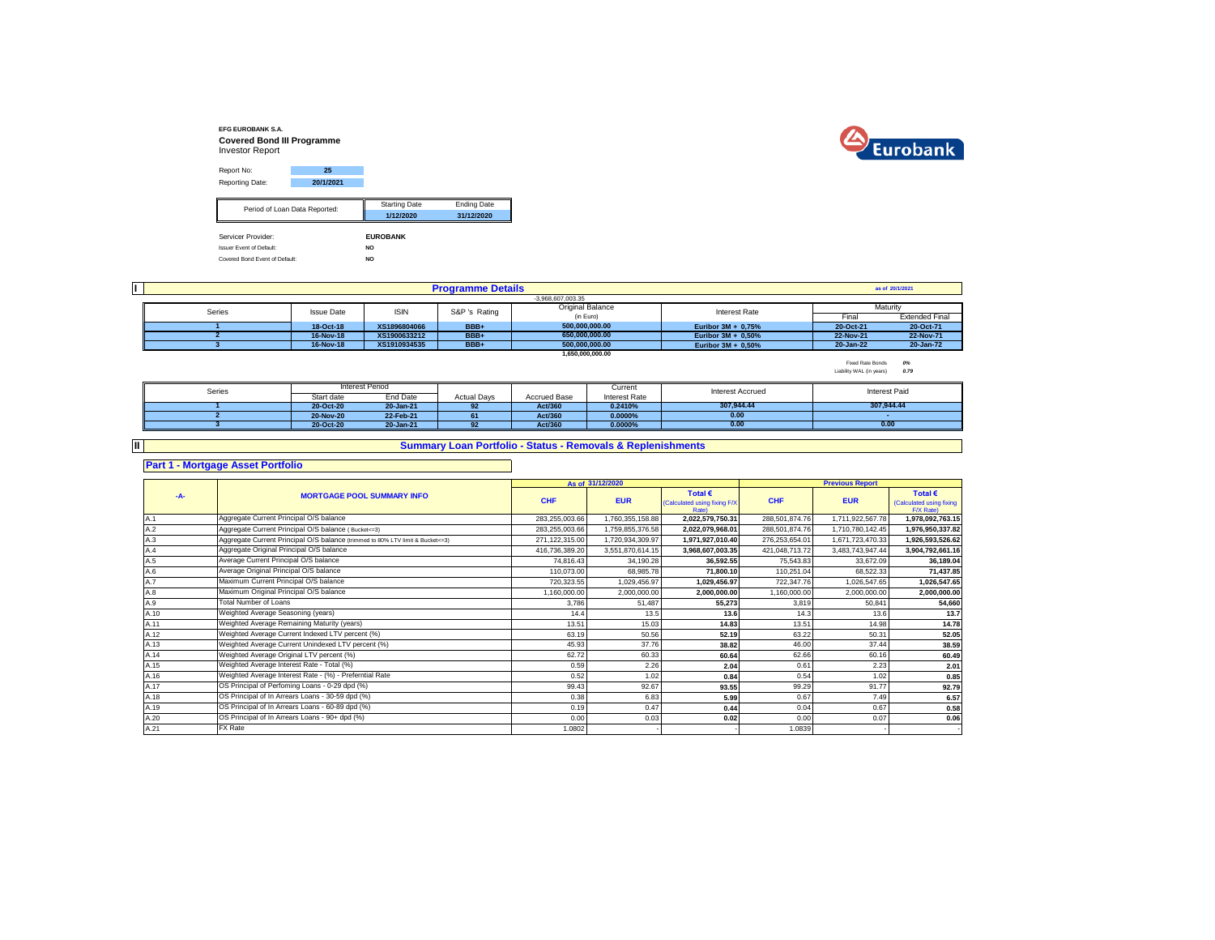**EFG EUROBANK S.A.**

**Covered Bond III Programme**

Investor Report

| | |
|---|---|
| Report No: | 25 |
| Reporting Date: | 20/1/2021 |

| Period of Loan Data Reported: | Starting Date | Ending Date |
|---|---|---|
| | 1/12/2020 | 31/12/2020 |

Servicer Provider: **EUROBANK**

Issuer Event of Default: **NO**

Covered Bond Event of Default: **NO**

## I Programme Details

as of 20/1/2021

-3,968,607,003.35

| Series | Issue Date | ISIN | S&P 's Rating | Original Balance (in Euro) | Interest Rate | Maturity Final | Maturity Extended Final |
|---|---|---|---|---|---|---|---|
| 1 | 18-Oct-18 | XS1896804066 | BBB+ | 500,000,000.00 | Euribor 3M + 0,75% | 20-Oct-21 | 20-Oct-71 |
| 2 | 16-Nov-18 | XS1900633212 | BBB+ | 650,000,000.00 | Euribor 3M + 0,50% | 22-Nov-21 | 22-Nov-71 |
| 3 | 16-Nov-18 | XS1910934535 | BBB+ | 500,000,000.00 | Euribor 3M + 0,50% | 20-Jan-22 | 20-Jan-72 |
| | | | | 1,650,000,000.00 | | | |

Fixed Rate Bonds *0%*

Liability WAL (in years) *0.79*

| Series | Interest Period Start date | Interest Period End Date | Actual Days | Accrued Base | Current Interest Rate | Interest Accrued | Interest Paid |
|---|---|---|---|---|---|---|---|
| 1 | 20-Oct-20 | 20-Jan-21 | 92 | Act/360 | 0.2410% | 307,944.44 | 307,944.44 |
| 2 | 20-Nov-20 | 22-Feb-21 | 61 | Act/360 | 0.0000% | 0.00 | - |
| 3 | 20-Oct-20 | 20-Jan-21 | 92 | Act/360 | 0.0000% | 0.00 | 0.00 |

## II Summary Loan Portfolio - Status - Removals & Replenishments

### Part 1 - Mortgage Asset Portfolio

| -A- | MORTGAGE POOL SUMMARY INFO | As of 31/12/2020 CHF | As of 31/12/2020 EUR | As of 31/12/2020 Total € (Calculated using fixing F/X Rate) | Previous Report CHF | Previous Report EUR | Previous Report Total € (Calculated using fixing F/X Rate) |
|---|---|---|---|---|---|---|---|
| A.1 | Aggregate Current Principal O/S balance | 283,255,003.66 | 1,760,355,158.88 | 2,022,579,750.31 | 288,501,874.76 | 1,711,922,567.78 | 1,978,092,763.15 |
| A.2 | Aggregate Current Principal O/S balance ( Bucket<=3) | 283,255,003.66 | 1,759,855,376.58 | 2,022,079,968.01 | 288,501,874.76 | 1,710,780,142.45 | 1,976,950,337.82 |
| A.3 | Aggregate Current Principal O/S balance (trimmed to 80% LTV limit & Bucket<=3) | 271,122,315.00 | 1,720,934,309.97 | 1,971,927,010.40 | 276,253,654.01 | 1,671,723,470.33 | 1,926,593,526.62 |
| A.4 | Aggregate Original Principal O/S balance | 416,736,389.20 | 3,551,870,614.15 | 3,968,607,003.35 | 421,048,713.72 | 3,483,743,947.44 | 3,904,792,661.16 |
| A.5 | Average Current Principal O/S balance | 74,816.43 | 34,190.28 | 36,592.55 | 75,543.83 | 33,672.09 | 36,189.04 |
| A.6 | Average Original Principal O/S balance | 110,073.00 | 68,985.78 | 71,800.10 | 110,251.04 | 68,522.33 | 71,437.85 |
| A.7 | Maximum Current Principal O/S balance | 720,323.55 | 1,029,456.97 | 1,029,456.97 | 722,347.76 | 1,026,547.65 | 1,026,547.65 |
| A.8 | Maximum Original Principal O/S balance | 1,160,000.00 | 2,000,000.00 | 2,000,000.00 | 1,160,000.00 | 2,000,000.00 | 2,000,000.00 |
| A.9 | Total Number of Loans | 3,786 | 51,487 | 55,273 | 3,819 | 50,841 | 54,660 |
| A.10 | Weighted Average Seasoning (years) | 14.4 | 13.5 | 13.6 | 14.3 | 13.6 | 13.7 |
| A.11 | Weighted Average Remaining Maturity (years) | 13.51 | 15.03 | 14.83 | 13.51 | 14.98 | 14.78 |
| A.12 | Weighted Average Current Indexed LTV percent (%) | 63.19 | 50.56 | 52.19 | 63.22 | 50.31 | 52.05 |
| A.13 | Weighted Average Current Unindexed LTV percent (%) | 45.93 | 37.76 | 38.82 | 46.00 | 37.44 | 38.59 |
| A.14 | Weighted Average Original LTV percent (%) | 62.72 | 60.33 | 60.64 | 62.66 | 60.16 | 60.49 |
| A.15 | Weighted Average Interest Rate - Total (%) | 0.59 | 2.26 | 2.04 | 0.61 | 2.23 | 2.01 |
| A.16 | Weighted Average Interest Rate - (%) - Preferntial Rate | 0.52 | 1.02 | 0.84 | 0.54 | 1.02 | 0.85 |
| A.17 | OS Principal of Perfoming Loans - 0-29 dpd (%) | 99.43 | 92.67 | 93.55 | 99.29 | 91.77 | 92.79 |
| A.18 | OS Principal of In Arrears Loans - 30-59 dpd (%) | 0.38 | 6.83 | 5.99 | 0.67 | 7.49 | 6.57 |
| A.19 | OS Principal of In Arrears Loans - 60-89 dpd (%) | 0.19 | 0.47 | 0.44 | 0.04 | 0.67 | 0.58 |
| A.20 | OS Principal of In Arrears Loans - 90+ dpd (%) | 0.00 | 0.03 | 0.02 | 0.00 | 0.07 | 0.06 |
| A.21 | FX Rate | 1.0802 | - | - | 1.0839 | - | - |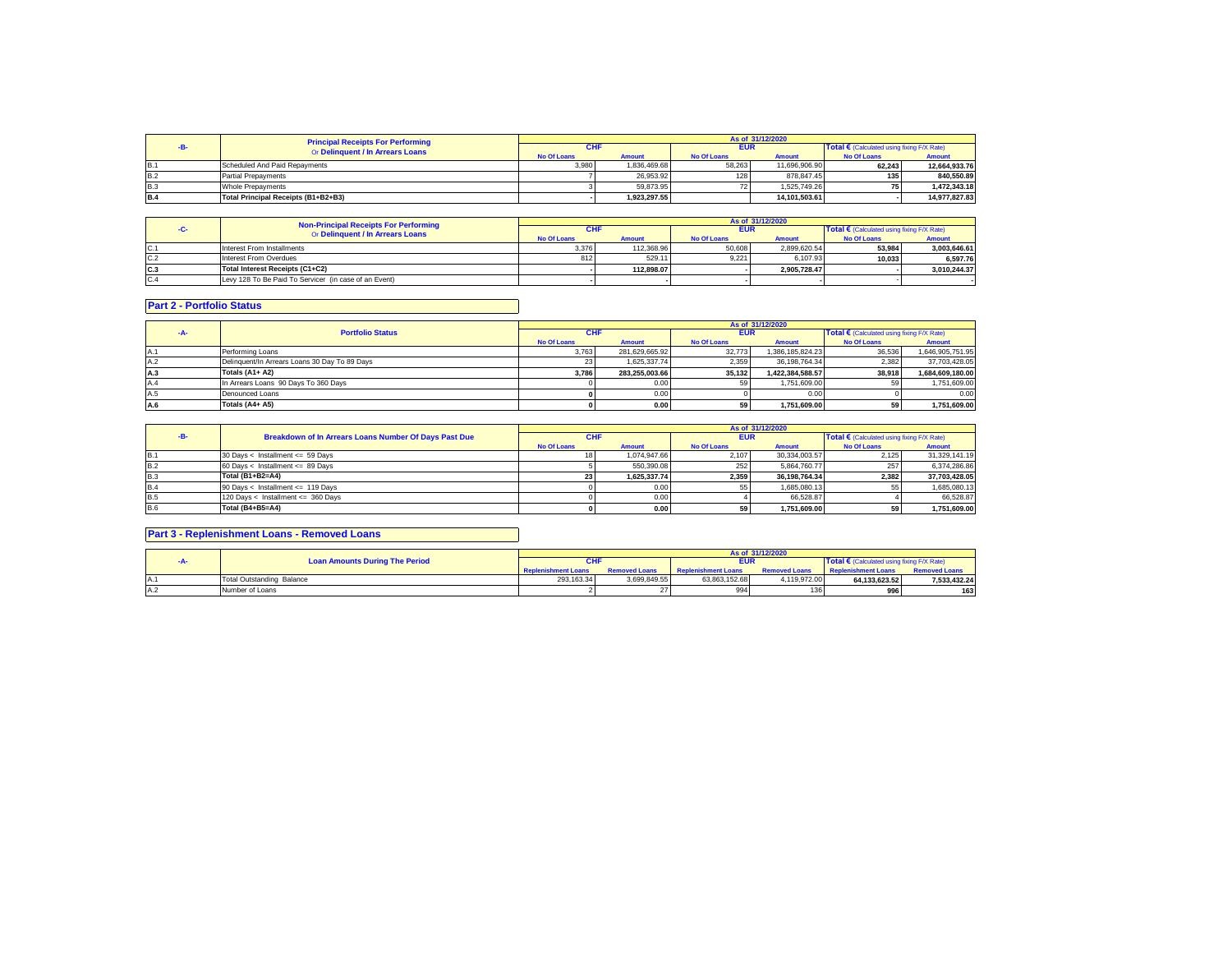| -B- | Principal Receipts For Performing Or Delinquent / In Arrears Loans | As of 31/12/2020 | | | | | |
|---|---|---|---|---|---|---|---|
| | | CHF | | EUR | | Total € (Calculated using fixing F/X Rate) | |
| | | No Of Loans | Amount | No Of Loans | Amount | No Of Loans | Amount |
| B.1 | Scheduled And Paid Repayments | 3,980 | 1,836,469.68 | 58,263 | 11,696,906.90 | 62,243 | 12,664,933.76 |
| B.2 | Partial Prepayments | 7 | 26,953.92 | 128 | 878,847.45 | 135 | 840,550.89 |
| B.3 | Whole Prepayments | 3 | 59,873.95 | 72 | 1,525,749.26 | 75 | 1,472,343.18 |
| B.4 | **Total Principal Receipts (B1+B2+B3)** | - | **1,923,297.55** | | **14,101,503.61** | - | **14,977,827.83** |

| -C- | Non-Principal Receipts For Performing Or Delinquent / In Arrears Loans | As of 31/12/2020 | | | | | |
|---|---|---|---|---|---|---|---|
| | | CHF | | EUR | | Total € (Calculated using fixing F/X Rate) | |
| | | No Of Loans | Amount | No Of Loans | Amount | No Of Loans | Amount |
| C.1 | Interest From Installments | 3,376 | 112,368.96 | 50,608 | 2,899,620.54 | 53,984 | 3,003,646.61 |
| C.2 | Interest From Overdues | 812 | 529.11 | 9,221 | 6,107.93 | 10,033 | 6,597.76 |
| C.3 | **Total Interest Receipts (C1+C2)** | - | **112,898.07** | - | **2,905,728.47** | - | **3,010,244.37** |
| C.4 | Levy 128 To Be Paid To Servicer (in case of an Event) | - | - | - | - | - | - |

## Part 2 - Portfolio Status

| -A- | Portfolio Status | As of 31/12/2020 | | | | | |
|---|---|---|---|---|---|---|---|
| | | CHF | | EUR | | Total € (Calculated using fixing F/X Rate) | |
| | | No Of Loans | Amount | No Of Loans | Amount | No Of Loans | Amount |
| A.1 | Performing Loans | 3,763 | 281,629,665.92 | 32,773 | 1,386,185,824.23 | 36,536 | 1,646,905,751.95 |
| A.2 | Delinquent/In Arrears Loans 30 Day To 89 Days | 23 | 1,625,337.74 | 2,359 | 36,198,764.34 | 2,382 | 37,703,428.05 |
| A.3 | **Totals (A1+ A2)** | **3,786** | **283,255,003.66** | **35,132** | **1,422,384,588.57** | **38,918** | **1,684,609,180.00** |
| A.4 | In Arrears Loans 90 Days To 360 Days | 0 | 0.00 | 59 | 1,751,609.00 | 59 | 1,751,609.00 |
| A.5 | Denounced Loans | **0** | 0.00 | 0 | 0.00 | 0 | 0.00 |
| A.6 | **Totals (A4+ A5)** | **0** | **0.00** | **59** | **1,751,609.00** | **59** | **1,751,609.00** |

| -B- | Breakdown of In Arrears Loans Number Of Days Past Due | As of 31/12/2020 | | | | | |
|---|---|---|---|---|---|---|---|
| | | CHF | | EUR | | Total € (Calculated using fixing F/X Rate) | |
| | | No Of Loans | Amount | No Of Loans | Amount | No Of Loans | Amount |
| B.1 | 30 Days < Installment <= 59 Days | 18 | 1,074,947.66 | 2,107 | 30,334,003.57 | 2,125 | 31,329,141.19 |
| B.2 | 60 Days < Installment <= 89 Days | 5 | 550,390.08 | 252 | 5,864,760.77 | 257 | 6,374,286.86 |
| B.3 | **Total (B1+B2=A4)** | **23** | **1,625,337.74** | **2,359** | **36,198,764.34** | **2,382** | **37,703,428.05** |
| B.4 | 90 Days < Installment <= 119 Days | 0 | 0.00 | 55 | 1,685,080.13 | 55 | 1,685,080.13 |
| B.5 | 120 Days < Installment <= 360 Days | 0 | 0.00 | 4 | 66,528.87 | 4 | 66,528.87 |
| B.6 | **Total (B4+B5=A4)** | **0** | **0.00** | **59** | **1,751,609.00** | **59** | **1,751,609.00** |

## Part 3 - Replenishment Loans - Removed Loans

| -A- | Loan Amounts During The Period | As of 31/12/2020 | | | | | |
|---|---|---|---|---|---|---|---|
| | | CHF | | EUR | | Total € (Calculated using fixing F/X Rate) | |
| | | Replenishment Loans | Removed Loans | Replenishment Loans | Removed Loans | Replenishment Loans | Removed Loans |
| A.1 | Total Outstanding Balance | 293,163.34 | 3,699,849.55 | 63,863,152.68 | 4,119,972.00 | **64,133,623.52** | **7,533,432.24** |
| A.2 | Number of Loans | 2 | 27 | 994 | 136 | **996** | **163** |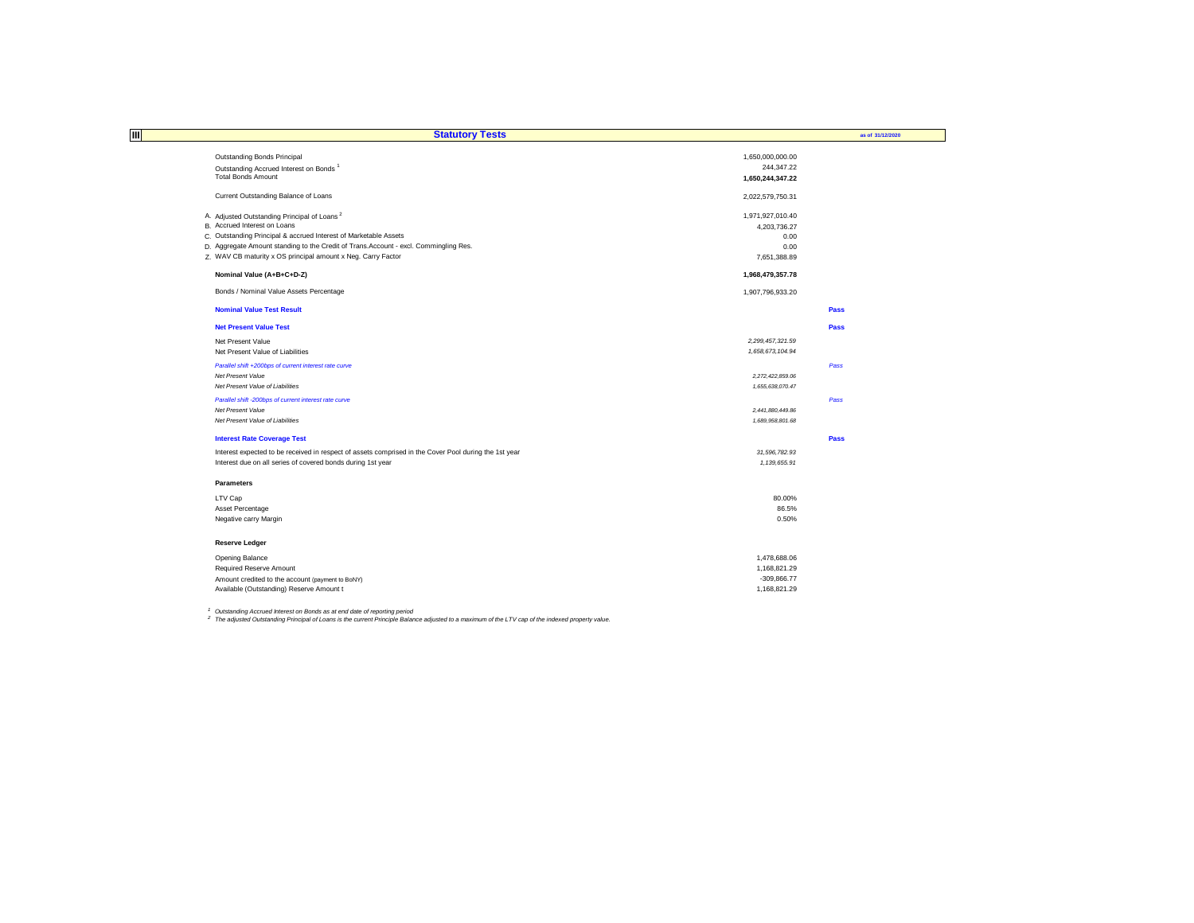## III Statistory Tests

as of 31/12/2020

| | | |
|---|---|---|
| Outstanding Bonds Principal | 1,650,000,000.00 | |
| Outstanding Accrued Interest on Bonds [1] | 244,347.22 | |
| Total Bonds Amount | **1,650,244,347.22** | |
| | | |
| Current Outstanding Balance of Loans | 2,022,579,750.31 | |
| | | |
| A. Adjusted Outstanding Principal of Loans [2] | 1,971,927,010.40 | |
| B. Accrued Interest on Loans | 4,203,736.27 | |
| C. Outstanding Principal & accrued Interest of Marketable Assets | 0.00 | |
| D. Aggregate Amount standing to the Credit of Trans.Account - excl. Commingling Res. | 0.00 | |
| Z. WAV CB maturity x OS principal amount x Neg. Carry Factor | 7,651,388.89 | |
| | | |
| **Nominal Value (A+B+C+D-Z)** | **1,968,479,357.78** | |
| | | |
| Bonds / Nominal Value Assets Percentage | 1,907,796,933.20 | |
| | | |
| **Nominal Value Test Result** | | **Pass** |
| | | |
| **Net Present Value Test** | | **Pass** |
| Net Present Value | *2,299,457,321.59* | |
| Net Present Value of Liabilities | *1,658,673,104.94* | |
| *Parallel shift +200bps of current interest rate curve* | | *Pass* |
| *Net Present Value* | *2,272,422,859.06* | |
| *Net Present Value of Liabilities* | *1,655,638,070.47* | |
| *Parallel shift -200bps of current interest rate curve* | | *Pass* |
| *Net Present Value* | *2,441,880,449.86* | |
| *Net Present Value of Liabilities* | *1,689,958,801.68* | |
| | | |
| **Interest Rate Coverage Test** | | **Pass** |
| Interest expected to be received in respect of assets comprised in the Cover Pool during the 1st year | *31,596,782.93* | |
| Interest due on all series of covered bonds during 1st year | *1,139,655.91* | |

**Parameters**

| | |
|---|---|
| LTV Cap | 80.00% |
| Asset Percentage | 86.5% |
| Negative carry Margin | 0.50% |

**Reserve Ledger**

| | |
|---|---|
| Opening Balance | 1,478,688.06 |
| Required Reserve Amount | 1,168,821.29 |
| Amount credited to the account (payment to BoNY) | -309,866.77 |
| Available (Outstanding) Reserve Amount t | 1,168,821.29 |

[1] *Outstanding Accrued Interest on Bonds as at end date of reporting period*

[2] *The adjusted Outstanding Principal of Loans is the current Principle Balance adjusted to a maximum of the LTV cap of the indexed property value.*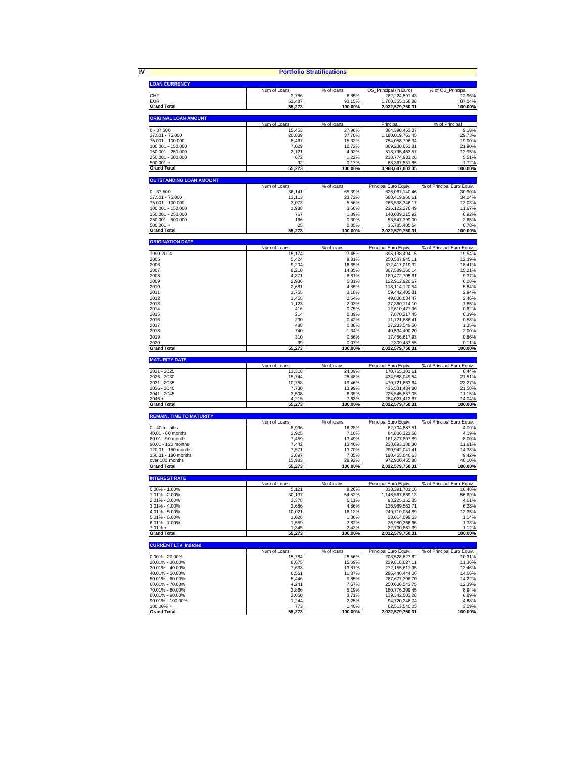# IV Portfolio Stratifications

## LOAN CURRENCY

| | Num of Loans | % of loans | OS_Principal (in Euro) | % of OS_Principal |
|---|---|---|---|---|
| CHF | 3,786 | 6.85% | 262,224,591.43 | 12.96% |
| EUR | 51,487 | 93.15% | 1,760,355,158.88 | 87.04% |
| **Grand Total** | **55,273** | **100.00%** | **2,022,579,750.31** | **100.00%** |

## ORIGINAL LOAN AMOUNT

| | Num of Loans | % of loans | Principal | % of Principal |
|---|---|---|---|---|
| 0 - 37.500 | 15,453 | 27.96% | 364,390,453.07 | 9.18% |
| 37.501 - 75.000 | 20,839 | 37.70% | 1,180,019,763.45 | 29.73% |
| 75.001 - 100.000 | 8,467 | 15.32% | 754,058,796.34 | 19.00% |
| 100.001 - 150.000 | 7,029 | 12.72% | 869,200,051.81 | 21.90% |
| 150.001 - 250.000 | 2,721 | 4.92% | 513,795,453.57 | 12.95% |
| 250.001 - 500.000 | 672 | 1.22% | 218,774,933.26 | 5.51% |
| 500.001 + | 92 | 0.17% | 68,367,551.85 | 1.72% |
| **Grand Total** | **55,273** | **100.00%** | **3,968,607,003.35** | **100.00%** |

## OUTSTANDING LOAN AMOUNT

| | Num of Loans | % of loans | Principal Euro Equiv. | % of Principal Euro Equiv. |
|---|---|---|---|---|
| 0 - 37.500 | 36,141 | 65.39% | 625,067,140.46 | 30.90% |
| 37.501 - 75.000 | 13,113 | 23.72% | 688,419,966.61 | 34.04% |
| 75.001 - 100.000 | 3,073 | 5.56% | 263,598,346.17 | 13.03% |
| 100.001 - 150.000 | 1,988 | 3.60% | 236,122,276.49 | 11.67% |
| 150.001 - 250.000 | 767 | 1.39% | 140,039,215.92 | 6.92% |
| 250.001 - 500.000 | 166 | 0.30% | 53,547,399.00 | 2.65% |
| 500.001 + | 25 | 0.05% | 15,785,405.64 | 0.78% |
| **Grand Total** | **55,273** | **100.00%** | **2,022,579,750.31** | **100.00%** |

## ORIGINATION DATE

| | Num of Loans | % of loans | Principal Euro Equiv. | % of Principal Euro Equiv. |
|---|---|---|---|---|
| 1990-2004 | 15,174 | 27.45% | 395,138,494.15 | 19.54% |
| 2005 | 5,424 | 9.81% | 250,587,945.11 | 12.39% |
| 2006 | 9,204 | 16.65% | 372,417,019.32 | 18.41% |
| 2007 | 8,210 | 14.85% | 307,589,360.14 | 15.21% |
| 2008 | 4,871 | 8.81% | 189,472,705.61 | 9.37% |
| 2009 | 2,936 | 5.31% | 122,912,920.67 | 6.08% |
| 2010 | 2,681 | 4.85% | 118,114,120.54 | 5.84% |
| 2011 | 1,755 | 3.18% | 59,442,405.81 | 2.94% |
| 2012 | 1,458 | 2.64% | 49,808,034.47 | 2.46% |
| 2013 | 1,123 | 2.03% | 37,360,114.10 | 1.85% |
| 2014 | 416 | 0.75% | 12,610,471.36 | 0.62% |
| 2015 | 214 | 0.39% | 7,870,217.45 | 0.39% |
| 2016 | 230 | 0.42% | 11,721,886.41 | 0.58% |
| 2017 | 488 | 0.88% | 27,233,549.50 | 1.35% |
| 2018 | 740 | 1.34% | 40,534,400.20 | 2.00% |
| 2019 | 310 | 0.56% | 17,456,617.93 | 0.86% |
| 2020 | 39 | 0.07% | 2,309,487.55 | 0.11% |
| **Grand Total** | **55,273** | **100.00%** | **2,022,579,750.31** | **100.00%** |

## MATURITY DATE

| | Num of Loans | % of loans | Principal Euro Equiv. | % of Principal Euro Equiv. |
|---|---|---|---|---|
| 2021 - 2025 | 13,318 | 24.09% | 170,765,101.61 | 8.44% |
| 2026 - 2030 | 15,744 | 28.48% | 434,988,049.54 | 21.51% |
| 2031 - 2035 | 10,758 | 19.46% | 470,721,863.64 | 23.27% |
| 2036 - 2040 | 7,730 | 13.99% | 436,531,434.80 | 21.58% |
| 2041 - 2045 | 3,508 | 6.35% | 225,545,887.05 | 11.15% |
| 2046 + | 4,215 | 7.63% | 284,027,413.67 | 14.04% |
| **Grand Total** | **55,273** | **100.00%** | **2,022,579,750.31** | **100.00%** |

## REMAIN. TIME TO MATURITY

| | Num of Loans | % of loans | Principal Euro Equiv. | % of Principal Euro Equiv. |
|---|---|---|---|---|
| 0 - 40 months | 8,996 | 16.28% | 82,704,887.51 | 4.09% |
| 40.01 - 60 months | 3,925 | 7.10% | 84,806,322.68 | 4.19% |
| 60.01 - 90 months | 7,459 | 13.49% | 161,877,807.89 | 8.00% |
| 90.01 - 120 months | 7,442 | 13.46% | 238,893,188.30 | 11.81% |
| 120.01 - 150 months | 7,571 | 13.70% | 290,942,041.41 | 14.38% |
| 150.01 - 180 months | 3,897 | 7.05% | 190,455,046.63 | 9.42% |
| over 180 months | 15,983 | 28.92% | 972,900,455.88 | 48.10% |
| **Grand Total** | **55,273** | **100.00%** | **2,022,579,750.31** | **100.00%** |

## INTEREST RATE

| | Num of Loans | % of loans | Principal Euro Equiv. | % of Principal Euro Equiv. |
|---|---|---|---|---|
| 0.00% - 1.00% | 5,121 | 9.26% | 333,391,783.16 | 16.48% |
| 1.01% - 2.00% | 30,137 | 54.52% | 1,146,567,869.13 | 56.69% |
| 2.01% - 3.00% | 3,378 | 6.11% | 93,225,152.85 | 4.61% |
| 3.01% - 4.00% | 2,686 | 4.86% | 126,989,562.71 | 6.28% |
| 4.01% - 5.00% | 10,021 | 18.13% | 249,710,054.89 | 12.35% |
| 5.01% - 6.00% | 1,026 | 1.86% | 23,014,099.53 | 1.14% |
| 6.01% - 7.00% | 1,559 | 2.82% | 26,980,366.66 | 1.33% |
| 7.01% + | 1,345 | 2.43% | 22,700,861.39 | 1.12% |
| **Grand Total** | **55,273** | **100.00%** | **2,022,579,750.31** | **100.00%** |

## CURRENT LTV_Indexed

| | Num of Loans | % of loans | Principal Euro Equiv. | % of Principal Euro Equiv. |
|---|---|---|---|---|
| 0.00% - 20.00% | 15,784 | 28.56% | 208,528,627.62 | 10.31% |
| 20.01% - 30.00% | 8,675 | 15.69% | 229,818,627.11 | 11.36% |
| 30.01% - 40.00% | 7,633 | 13.81% | 272,155,611.35 | 13.46% |
| 40.01% - 50.00% | 6,561 | 11.87% | 296,440,444.06 | 14.66% |
| 50.01% - 60.00% | 5,446 | 9.85% | 287,677,396.70 | 14.22% |
| 60.01% - 70.00% | 4,241 | 7.67% | 250,606,543.75 | 12.39% |
| 70.01% - 80.00% | 2,866 | 5.19% | 180,776,209.45 | 8.94% |
| 80.01% - 90.00% | 2,050 | 3.71% | 139,342,503.28 | 6.89% |
| 90.01% - 100.00% | 1,244 | 2.25% | 94,720,246.74 | 4.68% |
| 100.00% + | 773 | 1.40% | 62,513,540.25 | 3.09% |
| **Grand Total** | **55,273** | **100.00%** | **2,022,579,750.31** | **100.00%** |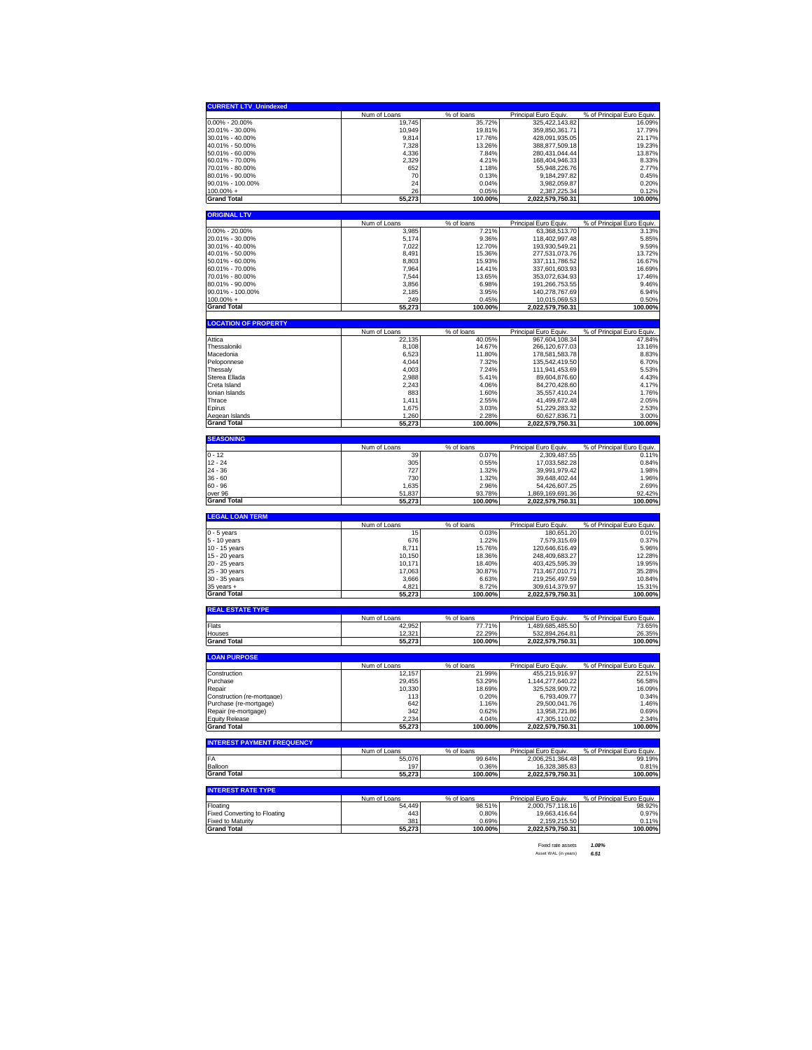| CURRENT LTV_Unindexed | Num of Loans | % of loans | Principal Euro Equiv. | % of Principal Euro Equiv. |
|---|---|---|---|---|
| 0.00% - 20.00% | 19,745 | 35.72% | 325,422,143.82 | 16.09% |
| 20.01% - 30.00% | 10,949 | 19.81% | 359,850,361.71 | 17.79% |
| 30.01% - 40.00% | 9,814 | 17.76% | 428,091,935.05 | 21.17% |
| 40.01% - 50.00% | 7,328 | 13.26% | 388,877,509.18 | 19.23% |
| 50.01% - 60.00% | 4,336 | 7.84% | 280,431,044.44 | 13.87% |
| 60.01% - 70.00% | 2,329 | 4.21% | 168,404,946.33 | 8.33% |
| 70.01% - 80.00% | 652 | 1.18% | 55,948,226.76 | 2.77% |
| 80.01% - 90.00% | 70 | 0.13% | 9,184,297.82 | 0.45% |
| 90.01% - 100.00% | 24 | 0.04% | 3,982,059.87 | 0.20% |
| 100.00% + | 26 | 0.05% | 2,387,225.34 | 0.12% |
| **Grand Total** | **55,273** | **100.00%** | **2,022,579,750.31** | **100.00%** |

| ORIGINAL LTV | Num of Loans | % of loans | Principal Euro Equiv. | % of Principal Euro Equiv. |
|---|---|---|---|---|
| 0.00% - 20.00% | 3,985 | 7.21% | 63,368,513.70 | 3.13% |
| 20.01% - 30.00% | 5,174 | 9.36% | 118,402,997.48 | 5.85% |
| 30.01% - 40.00% | 7,022 | 12.70% | 193,930,549.21 | 9.59% |
| 40.01% - 50.00% | 8,491 | 15.36% | 277,531,073.76 | 13.72% |
| 50.01% - 60.00% | 8,803 | 15.93% | 337,111,786.52 | 16.67% |
| 60.01% - 70.00% | 7,964 | 14.41% | 337,601,603.93 | 16.69% |
| 70.01% - 80.00% | 7,544 | 13.65% | 353,072,634.93 | 17.46% |
| 80.01% - 90.00% | 3,856 | 6.98% | 191,266,753.55 | 9.46% |
| 90.01% - 100.00% | 2,185 | 3.95% | 140,278,767.69 | 6.94% |
| 100.00% + | 249 | 0.45% | 10,015,069.53 | 0.50% |
| **Grand Total** | **55,273** | **100.00%** | **2,022,579,750.31** | **100.00%** |

| LOCATION OF PROPERTY | Num of Loans | % of loans | Principal Euro Equiv. | % of Principal Euro Equiv. |
|---|---|---|---|---|
| Attica | 22,135 | 40.05% | 967,604,108.34 | 47.84% |
| Thessaloniki | 8,108 | 14.67% | 266,120,677.03 | 13.16% |
| Macedonia | 6,523 | 11.80% | 178,581,583.78 | 8.83% |
| Peloponnese | 4,044 | 7.32% | 135,542,419.50 | 6.70% |
| Thessaly | 4,003 | 7.24% | 111,941,453.69 | 5.53% |
| Sterea Ellada | 2,988 | 5.41% | 89,604,876.60 | 4.43% |
| Creta Island | 2,243 | 4.06% | 84,270,428.60 | 4.17% |
| Ionian Islands | 883 | 1.60% | 35,557,410.24 | 1.76% |
| Thrace | 1,411 | 2.55% | 41,499,672.48 | 2.05% |
| Epirus | 1,675 | 3.03% | 51,229,283.32 | 2.53% |
| Aegean Islands | 1,260 | 2.28% | 60,627,836.71 | 3.00% |
| **Grand Total** | **55,273** | **100.00%** | **2,022,579,750.31** | **100.00%** |

| SEASONING | Num of Loans | % of loans | Principal Euro Equiv. | % of Principal Euro Equiv. |
|---|---|---|---|---|
| 0 - 12 | 39 | 0.07% | 2,309,487.55 | 0.11% |
| 12 - 24 | 305 | 0.55% | 17,033,582.28 | 0.84% |
| 24 - 36 | 727 | 1.32% | 39,991,979.42 | 1.98% |
| 36 - 60 | 730 | 1.32% | 39,648,402.44 | 1.96% |
| 60 - 96 | 1,635 | 2.96% | 54,426,607.25 | 2.69% |
| over 96 | 51,837 | 93.78% | 1,869,169,691.36 | 92.42% |
| **Grand Total** | **55,273** | **100.00%** | **2,022,579,750.31** | **100.00%** |

| LEGAL LOAN TERM | Num of Loans | % of loans | Principal Euro Equiv. | % of Principal Euro Equiv. |
|---|---|---|---|---|
| 0 - 5 years | 15 | 0.03% | 180,651.20 | 0.01% |
| 5 - 10 years | 676 | 1.22% | 7,579,315.69 | 0.37% |
| 10 - 15 years | 8,711 | 15.76% | 120,646,616.49 | 5.96% |
| 15 - 20 years | 10,150 | 18.36% | 248,409,683.27 | 12.28% |
| 20 - 25 years | 10,171 | 18.40% | 403,425,595.39 | 19.95% |
| 25 - 30 years | 17,063 | 30.87% | 713,467,010.71 | 35.28% |
| 30 - 35 years | 3,666 | 6.63% | 219,256,497.59 | 10.84% |
| 35 years + | 4,821 | 8.72% | 309,614,379.97 | 15.31% |
| **Grand Total** | **55,273** | **100.00%** | **2,022,579,750.31** | **100.00%** |

| REAL ESTATE TYPE | Num of Loans | % of loans | Principal Euro Equiv. | % of Principal Euro Equiv. |
|---|---|---|---|---|
| Flats | 42,952 | 77.71% | 1,489,685,485.50 | 73.65% |
| Houses | 12,321 | 22.29% | 532,894,264.81 | 26.35% |
| **Grand Total** | **55,273** | **100.00%** | **2,022,579,750.31** | **100.00%** |

| LOAN PURPOSE | Num of Loans | % of loans | Principal Euro Equiv. | % of Principal Euro Equiv. |
|---|---|---|---|---|
| Construction | 12,157 | 21.99% | 455,215,916.97 | 22.51% |
| Purchase | 29,455 | 53.29% | 1,144,277,640.22 | 56.58% |
| Repair | 10,330 | 18.69% | 325,528,909.72 | 16.09% |
| Construction (re-mortgage) | 113 | 0.20% | 6,793,409.77 | 0.34% |
| Purchase (re-mortgage) | 642 | 1.16% | 29,500,041.76 | 1.46% |
| Repair (re-mortgage) | 342 | 0.62% | 13,958,721.86 | 0.69% |
| Equity Release | 2,234 | 4.04% | 47,305,110.02 | 2.34% |
| **Grand Total** | **55,273** | **100.00%** | **2,022,579,750.31** | **100.00%** |

| INTEREST PAYMENT FREQUENCY | Num of Loans | % of loans | Principal Euro Equiv. | % of Principal Euro Equiv. |
|---|---|---|---|---|
| FA | 55,076 | 99.64% | 2,006,251,364.48 | 99.19% |
| Balloon | 197 | 0.36% | 16,328,385.83 | 0.81% |
| **Grand Total** | **55,273** | **100.00%** | **2,022,579,750.31** | **100.00%** |

| INTEREST RATE TYPE | Num of Loans | % of loans | Principal Euro Equiv. | % of Principal Euro Equiv. |
|---|---|---|---|---|
| Floating | 54,449 | 98.51% | 2,000,757,118.16 | 98.92% |
| Fixed Converting to Floating | 443 | 0.80% | 19,663,416.64 | 0.97% |
| Fixed to Maturity | 381 | 0.69% | 2,159,215.50 | 0.11% |
| **Grand Total** | **55,273** | **100.00%** | **2,022,579,750.31** | **100.00%** |

| | |
|---|---|
| Fixed rate assets | *1.08%* |
| Asset WAL (in years) | *6.51* |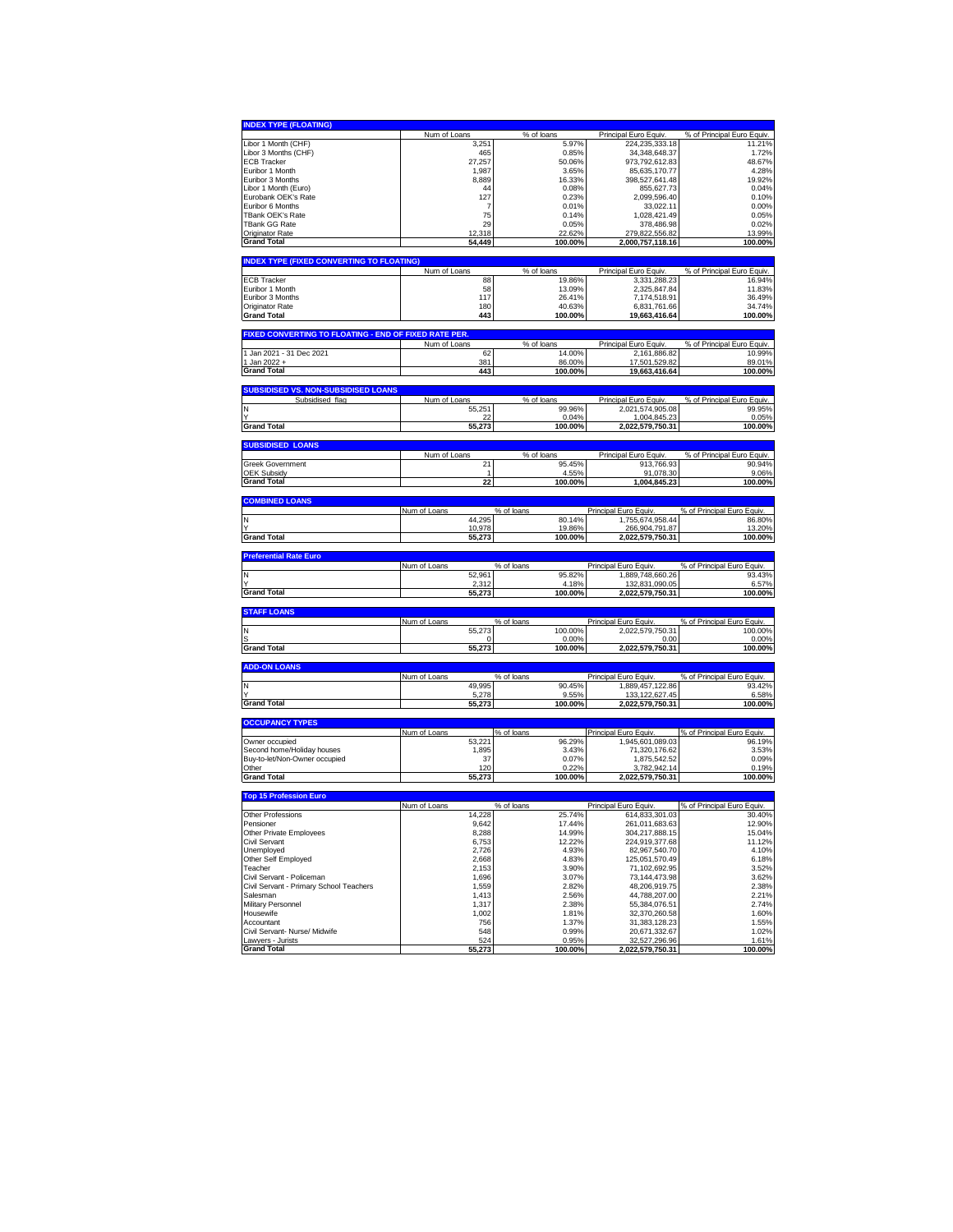| INDEX TYPE (FLOATING) | Num of Loans | % of loans | Principal Euro Equiv. | % of Principal Euro Equiv. |
|---|---|---|---|---|
| Libor 1 Month (CHF) | 3,251 | 5.97% | 224,235,333.18 | 11.21% |
| Libor 3 Months (CHF) | 465 | 0.85% | 34,348,648.37 | 1.72% |
| ECB Tracker | 27,257 | 50.06% | 973,792,612.83 | 48.67% |
| Euribor 1 Month | 1,987 | 3.65% | 85,635,170.77 | 4.28% |
| Euribor 3 Months | 8,889 | 16.33% | 398,527,641.48 | 19.92% |
| Libor 1 Month (Euro) | 44 | 0.08% | 855,627.73 | 0.04% |
| Eurobank OEK's Rate | 127 | 0.23% | 2,099,596.40 | 0.10% |
| Euribor 6 Months | 7 | 0.01% | 33,022.11 | 0.00% |
| TBank OEK's Rate | 75 | 0.14% | 1,028,421.49 | 0.05% |
| TBank GG Rate | 29 | 0.05% | 378,486.98 | 0.02% |
| Originator Rate | 12,318 | 22.62% | 279,822,556.82 | 13.99% |
| **Grand Total** | **54,449** | **100.00%** | **2,000,757,118.16** | **100.00%** |

| INDEX TYPE (FIXED CONVERTING TO FLOATING) | Num of Loans | % of loans | Principal Euro Equiv. | % of Principal Euro Equiv. |
|---|---|---|---|---|
| ECB Tracker | 88 | 19.86% | 3,331,288.23 | 16.94% |
| Euribor 1 Month | 58 | 13.09% | 2,325,847.84 | 11.83% |
| Euribor 3 Months | 117 | 26.41% | 7,174,518.91 | 36.49% |
| Originator Rate | 180 | 40.63% | 6,831,761.66 | 34.74% |
| **Grand Total** | **443** | **100.00%** | **19,663,416.64** | **100.00%** |

| FIXED CONVERTING TO FLOATING - END OF FIXED RATE PER. | Num of Loans | % of loans | Principal Euro Equiv. | % of Principal Euro Equiv. |
|---|---|---|---|---|
| 1 Jan 2021 - 31 Dec 2021 | 62 | 14.00% | 2,161,886.82 | 10.99% |
| 1 Jan 2022 + | 381 | 86.00% | 17,501,529.82 | 89.01% |
| **Grand Total** | **443** | **100.00%** | **19,663,416.64** | **100.00%** |

| SUBSIDISED VS. NON-SUBSIDISED LOANS | | | | |
|---|---|---|---|---|
| Subsidised_flag | Num of Loans | % of loans | Principal Euro Equiv. | % of Principal Euro Equiv. |
| N | 55,251 | 99.96% | 2,021,574,905.08 | 99.95% |
| Y | 22 | 0.04% | 1,004,845.23 | 0.05% |
| **Grand Total** | **55,273** | **100.00%** | **2,022,579,750.31** | **100.00%** |

| SUBSIDISED LOANS | Num of Loans | % of loans | Principal Euro Equiv. | % of Principal Euro Equiv. |
|---|---|---|---|---|
| Greek Government | 21 | 95.45% | 913,766.93 | 90.94% |
| OEK Subsidy | 1 | 4.55% | 91,078.30 | 9.06% |
| **Grand Total** | **22** | **100.00%** | **1,004,845.23** | **100.00%** |

| COMBINED LOANS | Num of Loans | % of loans | Principal Euro Equiv. | % of Principal Euro Equiv. |
|---|---|---|---|---|
| N | 44,295 | 80.14% | 1,755,674,958.44 | 86.80% |
| Y | 10,978 | 19.86% | 266,904,791.87 | 13.20% |
| **Grand Total** | **55,273** | **100.00%** | **2,022,579,750.31** | **100.00%** |

| Preferential Rate Euro | Num of Loans | % of loans | Principal Euro Equiv. | % of Principal Euro Equiv. |
|---|---|---|---|---|
| N | 52,961 | 95.82% | 1,889,748,660.26 | 93.43% |
| Y | 2,312 | 4.18% | 132,831,090.05 | 6.57% |
| **Grand Total** | **55,273** | **100.00%** | **2,022,579,750.31** | **100.00%** |

| STAFF LOANS | Num of Loans | % of loans | Principal Euro Equiv. | % of Principal Euro Equiv. |
|---|---|---|---|---|
| N | 55,273 | 100.00% | 2,022,579,750.31 | 100.00% |
| S | 0 | 0.00% | 0.00 | 0.00% |
| **Grand Total** | **55,273** | **100.00%** | **2,022,579,750.31** | **100.00%** |

| ADD-ON LOANS | Num of Loans | % of loans | Principal Euro Equiv. | % of Principal Euro Equiv. |
|---|---|---|---|---|
| N | 49,995 | 90.45% | 1,889,457,122.86 | 93.42% |
| Y | 5,278 | 9.55% | 133,122,627.45 | 6.58% |
| **Grand Total** | **55,273** | **100.00%** | **2,022,579,750.31** | **100.00%** |

| OCCUPANCY TYPES | Num of Loans | % of loans | Principal Euro Equiv. | % of Principal Euro Equiv. |
|---|---|---|---|---|
| Owner occupied | 53,221 | 96.29% | 1,945,601,089.03 | 96.19% |
| Second home/Holiday houses | 1,895 | 3.43% | 71,320,176.62 | 3.53% |
| Buy-to-let/Non-Owner occupied | 37 | 0.07% | 1,875,542.52 | 0.09% |
| Other | 120 | 0.22% | 3,782,942.14 | 0.19% |
| **Grand Total** | **55,273** | **100.00%** | **2,022,579,750.31** | **100.00%** |

| Top 15 Profession Euro | Num of Loans | % of loans | Principal Euro Equiv. | % of Principal Euro Equiv. |
|---|---|---|---|---|
| Other Professions | 14,228 | 25.74% | 614,833,301.03 | 30.40% |
| Pensioner | 9,642 | 17.44% | 261,011,683.63 | 12.90% |
| Other Private Employees | 8,288 | 14.99% | 304,217,888.15 | 15.04% |
| Civil Servant | 6,753 | 12.22% | 224,919,377.68 | 11.12% |
| Unemployed | 2,726 | 4.93% | 82,967,540.70 | 4.10% |
| Other Self Employed | 2,668 | 4.83% | 125,051,570.49 | 6.18% |
| Teacher | 2,153 | 3.90% | 71,102,692.95 | 3.52% |
| Civil Servant - Policeman | 1,696 | 3.07% | 73,144,473.98 | 3.62% |
| Civil Servant - Primary School Teachers | 1,559 | 2.82% | 48,206,919.75 | 2.38% |
| Salesman | 1,413 | 2.56% | 44,788,207.00 | 2.21% |
| Military Personnel | 1,317 | 2.38% | 55,384,076.51 | 2.74% |
| Housewife | 1,002 | 1.81% | 32,370,260.58 | 1.60% |
| Accountant | 756 | 1.37% | 31,383,128.23 | 1.55% |
| Civil Servant- Nurse/ Midwife | 548 | 0.99% | 20,671,332.67 | 1.02% |
| Lawyers - Jurists | 524 | 0.95% | 32,527,296.96 | 1.61% |
| **Grand Total** | **55,273** | **100.00%** | **2,022,579,750.31** | **100.00%** |